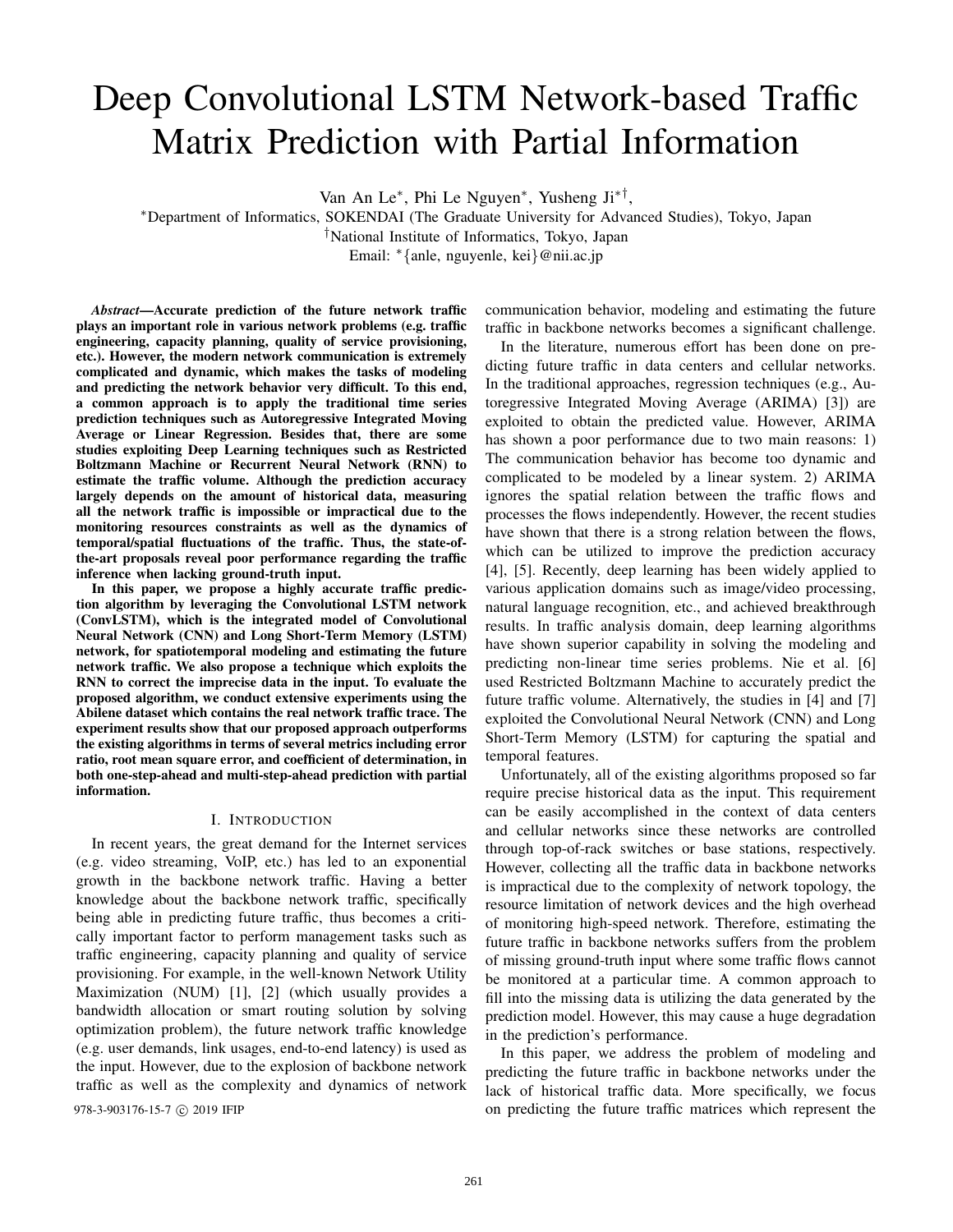# Deep Convolutional LSTM Network-based Traffic Matrix Prediction with Partial Information

Van An Le*, Phi Le Nguyen*, Yusheng Ji*†,

*Department of Informatics, SOKENDAI (The Graduate University for Advanced Studies), Tokyo, Japan

†National Institute of Informatics, Tokyo, Japan

Email: *{anle, nguyenle, kei}@nii.ac.jp

***Abstract*—Accurate prediction of the future network traffic plays an important role in various network problems (e.g. traffic engineering, capacity planning, quality of service provisioning, etc.). However, the modern network communication is extremely complicated and dynamic, which makes the tasks of modeling and predicting the network behavior very difficult. To this end, a common approach is to apply the traditional time series prediction techniques such as Autoregressive Integrated Moving Average or Linear Regression. Besides that, there are some studies exploiting Deep Learning techniques such as Restricted Boltzmann Machine or Recurrent Neural Network (RNN) to estimate the traffic volume. Although the prediction accuracy largely depends on the amount of historical data, measuring all the network traffic is impossible or impractical due to the monitoring resources constraints as well as the dynamics of temporal/spatial fluctuations of the traffic. Thus, the state-of-the-art proposals reveal poor performance regarding the traffic inference when lacking ground-truth input.**

**In this paper, we propose a highly accurate traffic prediction algorithm by leveraging the Convolutional LSTM network (ConvLSTM), which is the integrated model of Convolutional Neural Network (CNN) and Long Short-Term Memory (LSTM) network, for spatiotemporal modeling and estimating the future network traffic. We also propose a technique which exploits the RNN to correct the imprecise data in the input. To evaluate the proposed algorithm, we conduct extensive experiments using the Abilene dataset which contains the real network traffic trace. The experiment results show that our proposed approach outperforms the existing algorithms in terms of several metrics including error ratio, root mean square error, and coefficient of determination, in both one-step-ahead and multi-step-ahead prediction with partial information.**

## I. Introduction

In recent years, the great demand for the Internet services (e.g. video streaming, VoIP, etc.) has led to an exponential growth in the backbone network traffic. Having a better knowledge about the backbone network traffic, specifically being able in predicting future traffic, thus becomes a critically important factor to perform management tasks such as traffic engineering, capacity planning and quality of service provisioning. For example, in the well-known Network Utility Maximization (NUM) [1], [2] (which usually provides a bandwidth allocation or smart routing solution by solving optimization problem), the future network traffic knowledge (e.g. user demands, link usages, end-to-end latency) is used as the input. However, due to the explosion of backbone network traffic as well as the complexity and dynamics of network communication behavior, modeling and estimating the future traffic in backbone networks becomes a significant challenge.

978-3-903176-15-7 © 2019 IFIP

In the literature, numerous effort has been done on predicting future traffic in data centers and cellular networks. In the traditional approaches, regression techniques (e.g., Autoregressive Integrated Moving Average (ARIMA) [3]) are exploited to obtain the predicted value. However, ARIMA has shown a poor performance due to two main reasons: 1) The communication behavior has become too dynamic and complicated to be modeled by a linear system. 2) ARIMA ignores the spatial relation between the traffic flows and processes the flows independently. However, the recent studies have shown that there is a strong relation between the flows, which can be utilized to improve the prediction accuracy [4], [5]. Recently, deep learning has been widely applied to various application domains such as image/video processing, natural language recognition, etc., and achieved breakthrough results. In traffic analysis domain, deep learning algorithms have shown superior capability in solving the modeling and predicting non-linear time series problems. Nie et al. [6] used Restricted Boltzmann Machine to accurately predict the future traffic volume. Alternatively, the studies in [4] and [7] exploited the Convolutional Neural Network (CNN) and Long Short-Term Memory (LSTM) for capturing the spatial and temporal features.

Unfortunately, all of the existing algorithms proposed so far require precise historical data as the input. This requirement can be easily accomplished in the context of data centers and cellular networks since these networks are controlled through top-of-rack switches or base stations, respectively. However, collecting all the traffic data in backbone networks is impractical due to the complexity of network topology, the resource limitation of network devices and the high overhead of monitoring high-speed network. Therefore, estimating the future traffic in backbone networks suffers from the problem of missing ground-truth input where some traffic flows cannot be monitored at a particular time. A common approach to fill into the missing data is utilizing the data generated by the prediction model. However, this may cause a huge degradation in the prediction's performance.

In this paper, we address the problem of modeling and predicting the future traffic in backbone networks under the lack of historical traffic data. More specifically, we focus on predicting the future traffic matrices which represent the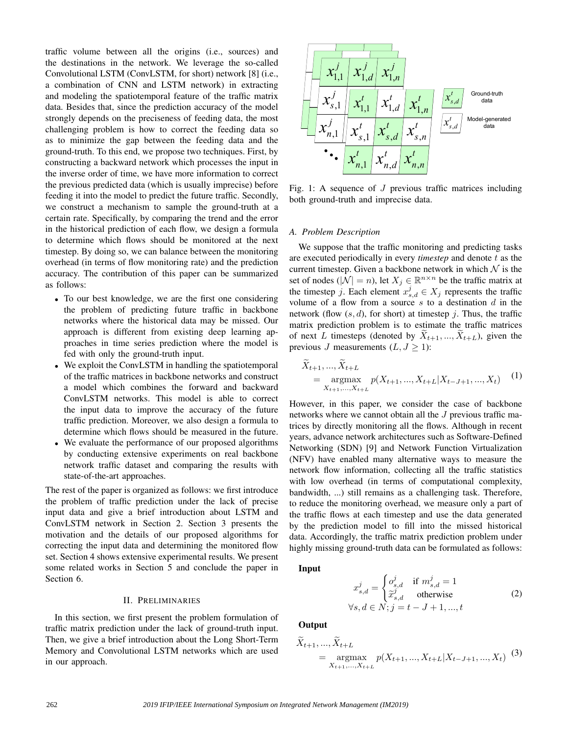traffic volume between all the origins (i.e., sources) and the destinations in the network. We leverage the so-called Convolutional LSTM (ConvLSTM, for short) network [8] (i.e., a combination of CNN and LSTM network) in extracting and modeling the spatiotemporal feature of the traffic matrix data. Besides that, since the prediction accuracy of the model strongly depends on the preciseness of feeding data, the most challenging problem is how to correct the feeding data so as to minimize the gap between the feeding data and the ground-truth. To this end, we propose two techniques. First, by constructing a backward network which processes the input in the inverse order of time, we have more information to correct the previous predicted data (which is usually imprecise) before feeding it into the model to predict the future traffic. Secondly, we construct a mechanism to sample the ground-truth at a certain rate. Specifically, by comparing the trend and the error in the historical prediction of each flow, we design a formula to determine which flows should be monitored at the next timestep. By doing so, we can balance between the monitoring overhead (in terms of flow monitoring rate) and the prediction accuracy. The contribution of this paper can be summarized as follows:

- To our best knowledge, we are the first one considering the problem of predicting future traffic in backbone networks where the historical data may be missed. Our approach is different from existing deep learning approaches in time series prediction where the model is fed with only the ground-truth input.
- We exploit the ConvLSTM in handling the spatiotemporal of the traffic matrices in backbone networks and construct a model which combines the forward and backward ConvLSTM networks. This model is able to correct the input data to improve the accuracy of the future traffic prediction. Moreover, we also design a formula to determine which flows should be measured in the future.
- We evaluate the performance of our proposed algorithms by conducting extensive experiments on real backbone network traffic dataset and comparing the results with state-of-the-art approaches.

The rest of the paper is organized as follows: we first introduce the problem of traffic prediction under the lack of precise input data and give a brief introduction about LSTM and ConvLSTM network in Section 2. Section 3 presents the motivation and the details of our proposed algorithms for correcting the input data and determining the monitored flow set. Section 4 shows extensive experimental results. We present some related works in Section 5 and conclude the paper in Section 6.

## II. Preliminaries

In this section, we first present the problem formulation of traffic matrix prediction under the lack of ground-truth input. Then, we give a brief introduction about the Long Short-Term Memory and Convolutional LSTM networks which are used in our approach.

Fig. 1: A sequence of $J$ previous traffic matrices including both ground-truth and imprecise data.

### A. Problem Description

We suppose that the traffic monitoring and predicting tasks are executed periodically in every *timestep* and denote $t$ as the current timestep. Given a backbone network in which $\mathcal{N}$ is the set of nodes ($|\mathcal{N}| = n$), let $X_j \in \mathbb{R}^{n \times n}$ be the traffic matrix at the timestep $j$. Each element $x^j_{s,d} \in X_j$ represents the traffic volume of a flow from a source $s$ to a destination $d$ in the network (flow $(s, d)$, for short) at timestep $j$. Thus, the traffic matrix prediction problem is to estimate the traffic matrices of next $L$ timesteps (denoted by $\widetilde{X}_{t+1}, ..., \widetilde{X}_{t+L}$), given the previous $J$ measurements ($L, J \geq 1$):

$$
\begin{aligned}
&\widetilde{X}_{t+1}, ..., \widetilde{X}_{t+L} \\
&\quad = \underset{X_{t+1},...,X_{t+L}}{\operatorname{argmax}} \; p(X_{t+1}, ..., X_{t+L} | X_{t-J+1}, ..., X_t)
\end{aligned} \tag{1}
$$

However, in this paper, we consider the case of backbone networks where we cannot obtain all the $J$ previous traffic matrices by directly monitoring all the flows. Although in recent years, advance network architectures such as Software-Defined Networking (SDN) [9] and Network Function Virtualization (NFV) have enabled many alternative ways to measure the network flow information, collecting all the traffic statistics with low overhead (in terms of computational complexity, bandwidth, ...) still remains as a challenging task. Therefore, to reduce the monitoring overhead, we measure only a part of the traffic flows at each timestep and use the data generated by the prediction model to fill into the missed historical data. Accordingly, the traffic matrix prediction problem under highly missing ground-truth data can be formulated as follows:

**Input**

$$
\begin{aligned}
x^j_{s,d} &= \begin{cases} o^j_{s,d} & \text{if } m^j_{s,d} = 1 \\ \widetilde{x}^j_{s,d} & \text{otherwise} \end{cases} \\
\forall s, d &\in N; j = t - J + 1, ..., t
\end{aligned} \tag{2}
$$

**Output**

$$
\begin{aligned}
&\widetilde{X}_{t+1}, ..., \widetilde{X}_{t+L} \\
&\quad = \underset{X_{t+1},...,X_{t+L}}{\operatorname{argmax}} \; p(X_{t+1}, ..., X_{t+L} | X_{t-J+1}, ..., X_t)
\end{aligned} \tag{3}
$$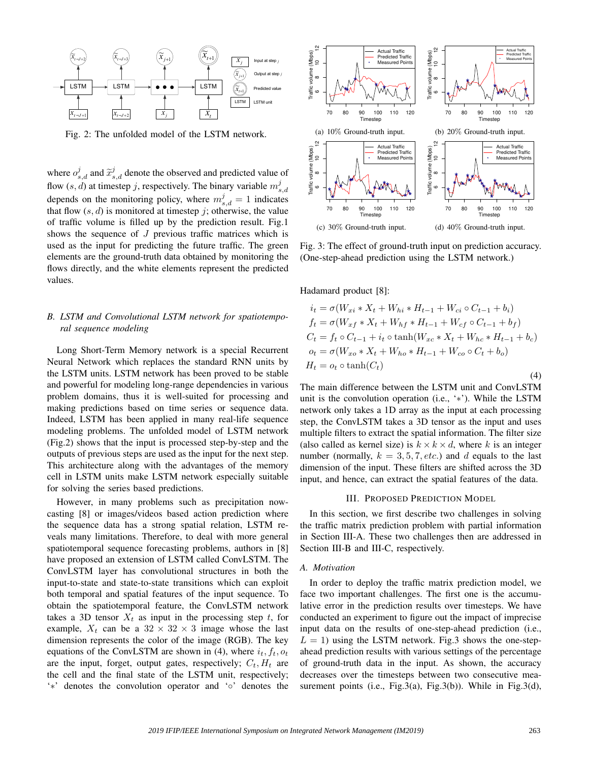Fig. 2: The unfolded model of the LSTM network.

where $o^j_{s,d}$ and $\widetilde{x}^j_{s,d}$ denote the observed and predicted value of flow $(s, d)$ at timestep $j$, respectively. The binary variable $m^j_{s,d}$ depends on the monitoring policy, where $m^j_{s,d} = 1$ indicates that flow $(s, d)$ is monitored at timestep $j$; otherwise, the value of traffic volume is filled up by the prediction result. Fig.1 shows the sequence of $J$ previous traffic matrices which is used as the input for predicting the future traffic. The green elements are the ground-truth data obtained by monitoring the flows directly, and the white elements represent the predicted values.

### *B. LSTM and Convolutional LSTM network for spatiotemporal sequence modeling*

Long Short-Term Memory network is a special Recurrent Neural Network which replaces the standard RNN units by the LSTM units. LSTM network has been proved to be stable and powerful for modeling long-range dependencies in various problem domains, thus it is well-suited for processing and making predictions based on time series or sequence data. Indeed, LSTM has been applied in many real-life sequence modeling problems. The unfolded model of LSTM network (Fig.2) shows that the input is processed step-by-step and the outputs of previous steps are used as the input for the next step. This architecture along with the advantages of the memory cell in LSTM units make LSTM network especially suitable for solving the series based predictions.

However, in many problems such as precipitation nowcasting [8] or images/videos based action prediction where the sequence data has a strong spatial relation, LSTM reveals many limitations. Therefore, to deal with more general spatiotemporal sequence forecasting problems, authors in [8] have proposed an extension of LSTM called ConvLSTM. The ConvLSTM layer has convolutional structures in both the input-to-state and state-to-state transitions which can exploit both temporal and spatial features of the input sequence. To obtain the spatiotemporal feature, the ConvLSTM network takes a 3D tensor $X_t$ as input in the processing step $t$, for example, $X_t$ can be a $32 \times 32 \times 3$ image whose the last dimension represents the color of the image (RGB). The key equations of the ConvLSTM are shown in (4), where $i_t, f_t, o_t$ are the input, forget, output gates, respectively; $C_t, H_t$ are the cell and the final state of the LSTM unit, respectively; '$*$' denotes the convolution operator and '$\circ$' denotes the Hadamard product [8]:

$$
\begin{aligned}
i_t &= \sigma(W_{xi} * X_t + W_{hi} * H_{t-1} + W_{ci} \circ C_{t-1} + b_i) \\
f_t &= \sigma(W_{xf} * X_t + W_{hf} * H_{t-1} + W_{cf} \circ C_{t-1} + b_f) \\
C_t &= f_t \circ C_{t-1} + i_t \circ \tanh(W_{xc} * X_t + W_{hc} * H_{t-1} + b_c) \\
o_t &= \sigma(W_{xo} * X_t + W_{ho} * H_{t-1} + W_{co} \circ C_t + b_o) \\
H_t &= o_t \circ \tanh(C_t)
\end{aligned}
\tag{4}
$$

The main difference between the LSTM unit and ConvLSTM unit is the convolution operation (i.e., '$*$'). While the LSTM network only takes a 1D array as the input at each processing step, the ConvLSTM takes a 3D tensor as the input and uses multiple filters to extract the spatial information. The filter size (also called as kernel size) is $k \times k \times d$, where $k$ is an integer number (normally, $k = 3, 5, 7, etc.$) and $d$ equals to the last dimension of the input. These filters are shifted across the 3D input, and hence, can extract the spatial features of the data.

Fig. 3: The effect of ground-truth input on prediction accuracy. (One-step-ahead prediction using the LSTM network.) (a) 10% Ground-truth input. (b) 20% Ground-truth input. (c) 30% Ground-truth input. (d) 40% Ground-truth input.

## III. Proposed Prediction Model

In this section, we first describe two challenges in solving the traffic matrix prediction problem with partial information in Section III-A. These two challenges then are addressed in Section III-B and III-C, respectively.

### *A. Motivation*

In order to deploy the traffic matrix prediction model, we face two important challenges. The first one is the accumulative error in the prediction results over timesteps. We have conducted an experiment to figure out the impact of imprecise input data on the results of one-step-ahead prediction (i.e., $L = 1$) using the LSTM network. Fig.3 shows the one-step-ahead prediction results with various settings of the percentage of ground-truth data in the input. As shown, the accuracy decreases over the timesteps between two consecutive measurement points (i.e., Fig.3(a), Fig.3(b)). While in Fig.3(d),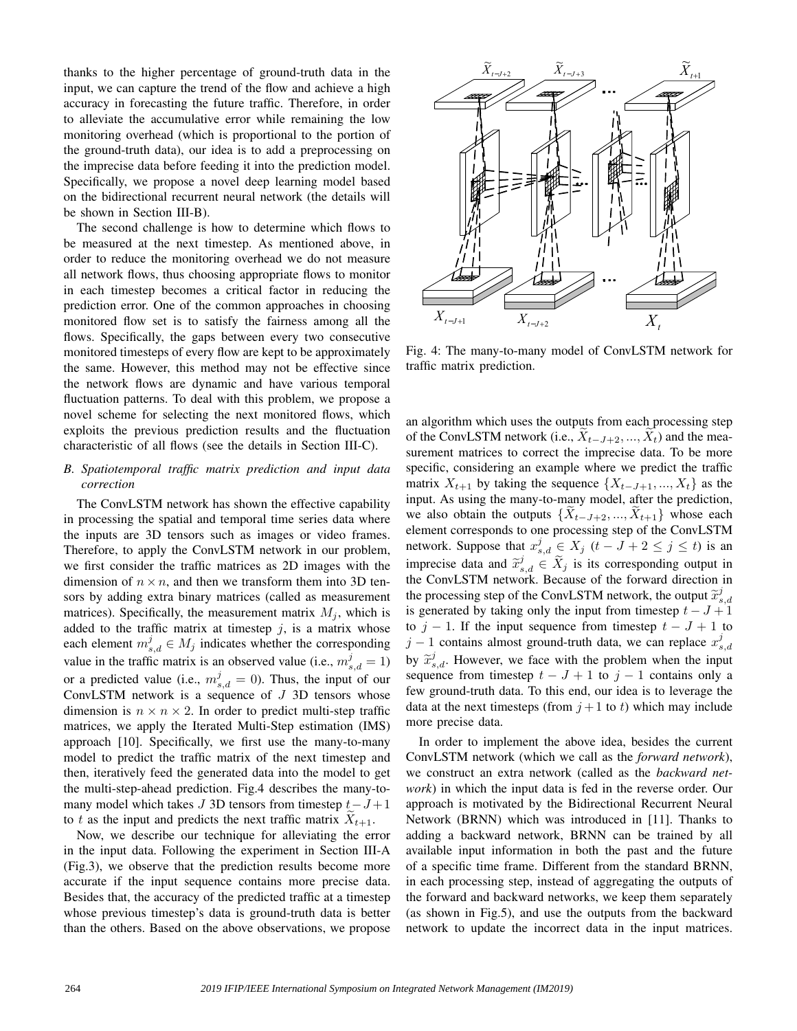thanks to the higher percentage of ground-truth data in the input, we can capture the trend of the flow and achieve a high accuracy in forecasting the future traffic. Therefore, in order to alleviate the accumulative error while remaining the low monitoring overhead (which is proportional to the portion of the ground-truth data), our idea is to add a preprocessing on the imprecise data before feeding it into the prediction model. Specifically, we propose a novel deep learning model based on the bidirectional recurrent neural network (the details will be shown in Section III-B).

The second challenge is how to determine which flows to be measured at the next timestep. As mentioned above, in order to reduce the monitoring overhead we do not measure all network flows, thus choosing appropriate flows to monitor in each timestep becomes a critical factor in reducing the prediction error. One of the common approaches in choosing monitored flow set is to satisfy the fairness among all the flows. Specifically, the gaps between every two consecutive monitored timesteps of every flow are kept to be approximately the same. However, this method may not be effective since the network flows are dynamic and have various temporal fluctuation patterns. To deal with this problem, we propose a novel scheme for selecting the next monitored flows, which exploits the previous prediction results and the fluctuation characteristic of all flows (see the details in Section III-C).

### *B. Spatiotemporal traffic matrix prediction and input data correction*

The ConvLSTM network has shown the effective capability in processing the spatial and temporal time series data where the inputs are 3D tensors such as images or video frames. Therefore, to apply the ConvLSTM network in our problem, we first consider the traffic matrices as 2D images with the dimension of $n \times n$, and then we transform them into 3D tensors by adding extra binary matrices (called as measurement matrices). Specifically, the measurement matrix $M_j$, which is added to the traffic matrix at timestep $j$, is a matrix whose each element $m^j_{s,d} \in M_j$ indicates whether the corresponding value in the traffic matrix is an observed value (i.e., $m^j_{s,d} = 1$) or a predicted value (i.e., $m^j_{s,d} = 0$). Thus, the input of our ConvLSTM network is a sequence of $J$ 3D tensors whose dimension is $n \times n \times 2$. In order to predict multi-step traffic matrices, we apply the Iterated Multi-Step estimation (IMS) approach [10]. Specifically, we first use the many-to-many model to predict the traffic matrix of the next timestep and then, iteratively feed the generated data into the model to get the multi-step-ahead prediction. Fig.4 describes the many-to-many model which takes $J$ 3D tensors from timestep $t-J+1$ to $t$ as the input and predicts the next traffic matrix $\widetilde{X}_{t+1}$.

Now, we describe our technique for alleviating the error in the input data. Following the experiment in Section III-A (Fig.3), we observe that the prediction results become more accurate if the input sequence contains more precise data. Besides that, the accuracy of the predicted traffic at a timestep whose previous timestep's data is ground-truth data is better than the others. Based on the above observations, we propose

Fig. 4: The many-to-many model of ConvLSTM network for traffic matrix prediction.

an algorithm which uses the outputs from each processing step of the ConvLSTM network (i.e., $\widetilde{X}_{t-J+2}, ..., \widetilde{X}_t$) and the measurement matrices to correct the imprecise data. To be more specific, considering an example where we predict the traffic matrix $X_{t+1}$ by taking the sequence $\{X_{t-J+1}, ..., X_t\}$ as the input. As using the many-to-many model, after the prediction, we also obtain the outputs $\{\widetilde{X}_{t-J+2}, ..., \widetilde{X}_{t+1}\}$ whose each element corresponds to one processing step of the ConvLSTM network. Suppose that $x^j_{s,d} \in X_j$ $(t-J+2 \leq j \leq t)$ is an imprecise data and $\widetilde{x}^j_{s,d} \in \widetilde{X}_j$ is its corresponding output in the ConvLSTM network. Because of the forward direction in the processing step of the ConvLSTM network, the output $\widetilde{x}^j_{s,d}$ is generated by taking only the input from timestep $t-J+1$ to $j-1$. If the input sequence from timestep $t-J+1$ to $j-1$ contains almost ground-truth data, we can replace $x^j_{s,d}$ by $\widetilde{x}^j_{s,d}$. However, we face with the problem when the input sequence from timestep $t-J+1$ to $j-1$ contains only a few ground-truth data. To this end, our idea is to leverage the data at the next timesteps (from $j+1$ to $t$) which may include more precise data.

In order to implement the above idea, besides the current ConvLSTM network (which we call as the *forward network*), we construct an extra network (called as the *backward network*) in which the input data is fed in the reverse order. Our approach is motivated by the Bidirectional Recurrent Neural Network (BRNN) which was introduced in [11]. Thanks to adding a backward network, BRNN can be trained by all available input information in both the past and the future of a specific time frame. Different from the standard BRNN, in each processing step, instead of aggregating the outputs of the forward and backward networks, we keep them separately (as shown in Fig.5), and use the outputs from the backward network to update the incorrect data in the input matrices.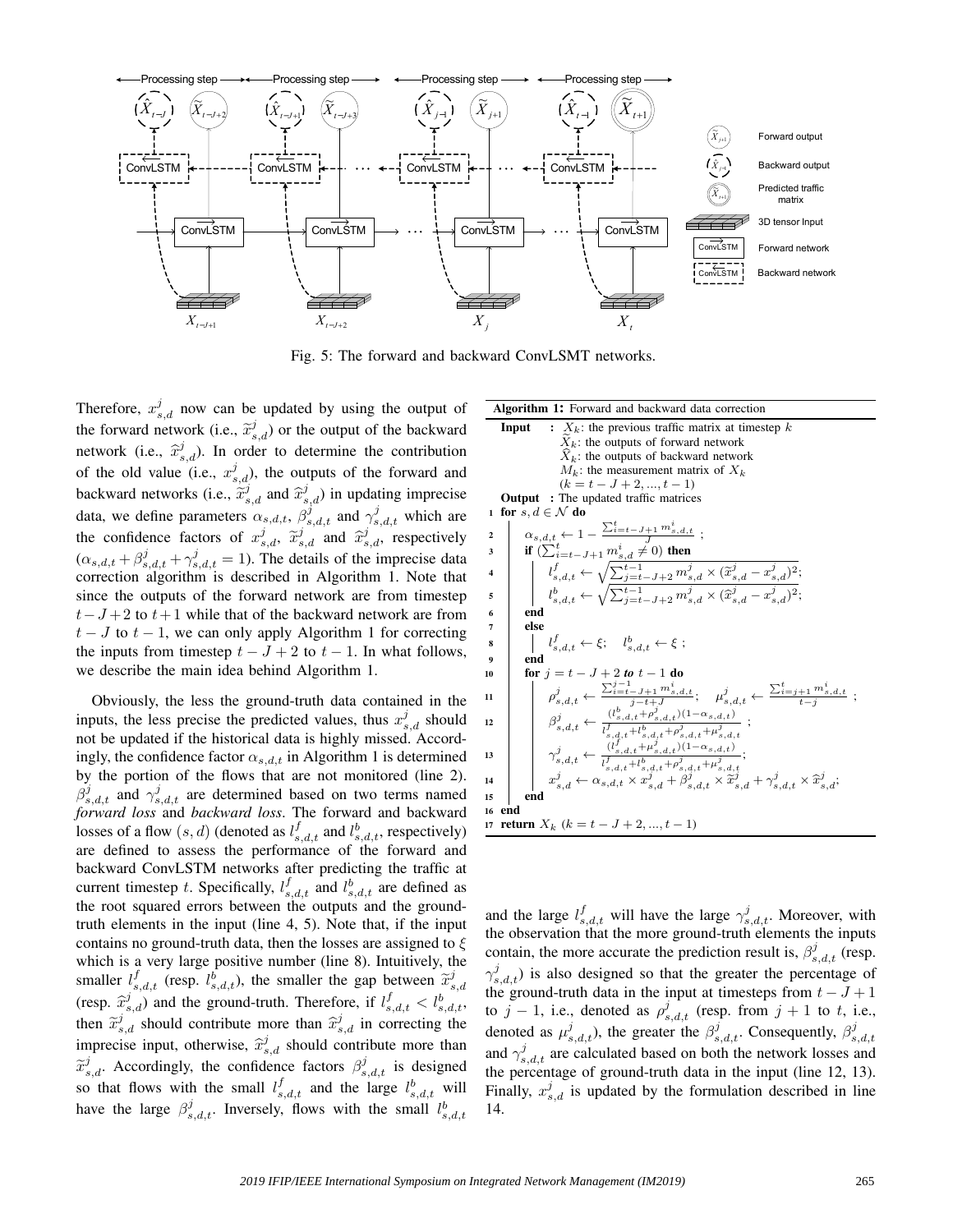Fig. 5: The forward and backward ConvLSMT networks.

Therefore, $x^j_{s,d}$ now can be updated by using the output of the forward network (i.e., $\widetilde{x}^j_{s,d}$) or the output of the backward network (i.e., $\widehat{x}^j_{s,d}$). In order to determine the contribution of the old value (i.e., $x^j_{s,d}$), the outputs of the forward and backward networks (i.e., $\widetilde{x}^j_{s,d}$ and $\widehat{x}^j_{s,d}$) in updating imprecise data, we define parameters $\alpha_{s,d,t}$, $\beta^j_{s,d,t}$ and $\gamma^j_{s,d,t}$ which are the confidence factors of $x^j_{s,d}$, $\widetilde{x}^j_{s,d}$ and $\widehat{x}^j_{s,d}$, respectively ($\alpha_{s,d,t} + \beta^j_{s,d,t} + \gamma^j_{s,d,t} = 1$). The details of the imprecise data correction algorithm is described in Algorithm 1. Note that since the outputs of the forward network are from timestep $t-J+2$ to $t+1$ while that of the backward network are from $t-J$ to $t-1$, we can only apply Algorithm 1 for correcting the inputs from timestep $t-J+2$ to $t-1$. In what follows, we describe the main idea behind Algorithm 1.

Obviously, the less the ground-truth data contained in the inputs, the less precise the predicted values, thus $x^j_{s,d}$ should not be updated if the historical data is highly missed. Accordingly, the confidence factor $\alpha_{s,d,t}$ in Algorithm 1 is determined by the portion of the flows that are not monitored (line 2). $\beta^j_{s,d,t}$ and $\gamma^j_{s,d,t}$ are determined based on two terms named *forward loss* and *backward loss*. The forward and backward losses of a flow $(s,d)$ (denoted as $l^f_{s,d,t}$ and $l^b_{s,d,t}$, respectively) are defined to assess the performance of the forward and backward ConvLSTM networks after predicting the traffic at current timestep $t$. Specifically, $l^f_{s,d,t}$ and $l^b_{s,d,t}$ are defined as the root squared errors between the outputs and the ground-truth elements in the input (line 4, 5). Note that, if the input contains no ground-truth data, then the losses are assigned to $\xi$ which is a very large positive number (line 8). Intuitively, the smaller $l^f_{s,d,t}$ (resp. $l^b_{s,d,t}$), the smaller the gap between $\widetilde{x}^j_{s,d}$ (resp. $\widehat{x}^j_{s,d}$) and the ground-truth. Therefore, if $l^f_{s,d,t} < l^b_{s,d,t}$, then $\widetilde{x}^j_{s,d}$ should contribute more than $\widehat{x}^j_{s,d}$ in correcting the imprecise input, otherwise, $\widehat{x}^j_{s,d}$ should contribute more than $\widetilde{x}^j_{s,d}$. Accordingly, the confidence factors $\beta^j_{s,d,t}$ is designed so that flows with the small $l^f_{s,d,t}$ and the large $l^b_{s,d,t}$ will have the large $\beta^j_{s,d,t}$. Inversely, flows with the small $l^b_{s,d,t}$ and the large $l^f_{s,d,t}$ will have the large $\gamma^j_{s,d,t}$. Moreover, with the observation that the more ground-truth elements the inputs contain, the more accurate the prediction result is, $\beta^j_{s,d,t}$ (resp. $\gamma^j_{s,d,t}$) is also designed so that the greater the percentage of the ground-truth data in the input at timesteps from $t-J+1$ to $j-1$, i.e., denoted as $\rho^j_{s,d,t}$ (resp. from $j+1$ to $t$, i.e., denoted as $\mu^j_{s,d,t}$), the greater the $\beta^j_{s,d,t}$. Consequently, $\beta^j_{s,d,t}$ and $\gamma^j_{s,d,t}$ are calculated based on both the network losses and the percentage of ground-truth data in the input (line 12, 13). Finally, $x^j_{s,d}$ is updated by the formulation described in line 14.

**Algorithm 1:** Forward and backward data correction

**Input** : $X_k$: the previous traffic matrix at timestep $k$
$\widetilde{X}_k$: the outputs of forward network
$\widehat{X}_k$: the outputs of backward network
$M_k$: the measurement matrix of $X_k$
$(k = t-J+2, ..., t-1)$

**Output** : The updated traffic matrices

1. **for** $s, d \in \mathcal{N}$ **do**
2. $\quad \alpha_{s,d,t} \leftarrow 1 - \frac{\sum_{i=t-J+1}^{t} m^i_{s,d,t}}{J}$ ;
3. $\quad$ **if** $(\sum_{i=t-J+1}^{t} m^i_{s,d} \neq 0)$ **then**
4. $\quad\quad l^f_{s,d,t} \leftarrow \sqrt{\sum_{j=t-J+2}^{t-1} m^j_{s,d} \times (\widetilde{x}^j_{s,d} - x^j_{s,d})^2}$;
5. $\quad\quad l^b_{s,d,t} \leftarrow \sqrt{\sum_{j=t-J+2}^{t-1} m^j_{s,d} \times (\widehat{x}^j_{s,d} - x^j_{s,d})^2}$;
6. $\quad$ **end**
7. $\quad$ **else**
8. $\quad\quad l^f_{s,d,t} \leftarrow \xi; \quad l^b_{s,d,t} \leftarrow \xi$ ;
9. $\quad$ **end**
10. $\quad$ **for** $j = t-J+2$ **to** $t-1$ **do**
11. $\quad\quad \rho^j_{s,d,t} \leftarrow \frac{\sum_{i=t-J+1}^{j-1} m^i_{s,d,t}}{j-t+J}; \quad \mu^j_{s,d,t} \leftarrow \frac{\sum_{i=j+1}^{t} m^i_{s,d,t}}{t-j}$ ;
12. $\quad\quad \beta^j_{s,d,t} \leftarrow \frac{(l^b_{s,d,t} + \rho^j_{s,d,t})(1-\alpha_{s,d,t})}{l^f_{s,d,t} + l^b_{s,d,t} + \rho^j_{s,d,t} + \mu^j_{s,d,t}}$ ;
13. $\quad\quad \gamma^j_{s,d,t} \leftarrow \frac{(l^f_{s,d,t} + \mu^j_{s,d,t})(1-\alpha_{s,d,t})}{l^f_{s,d,t} + l^b_{s,d,t} + \rho^j_{s,d,t} + \mu^j_{s,d,t}}$;
14. $\quad\quad x^j_{s,d} \leftarrow \alpha_{s,d,t} \times x^j_{s,d} + \beta^j_{s,d,t} \times \widetilde{x}^j_{s,d} + \gamma^j_{s,d,t} \times \widehat{x}^j_{s,d}$;
15. $\quad$ **end**
16. **end**
17. **return** $X_k$ $(k = t-J+2, ..., t-1)$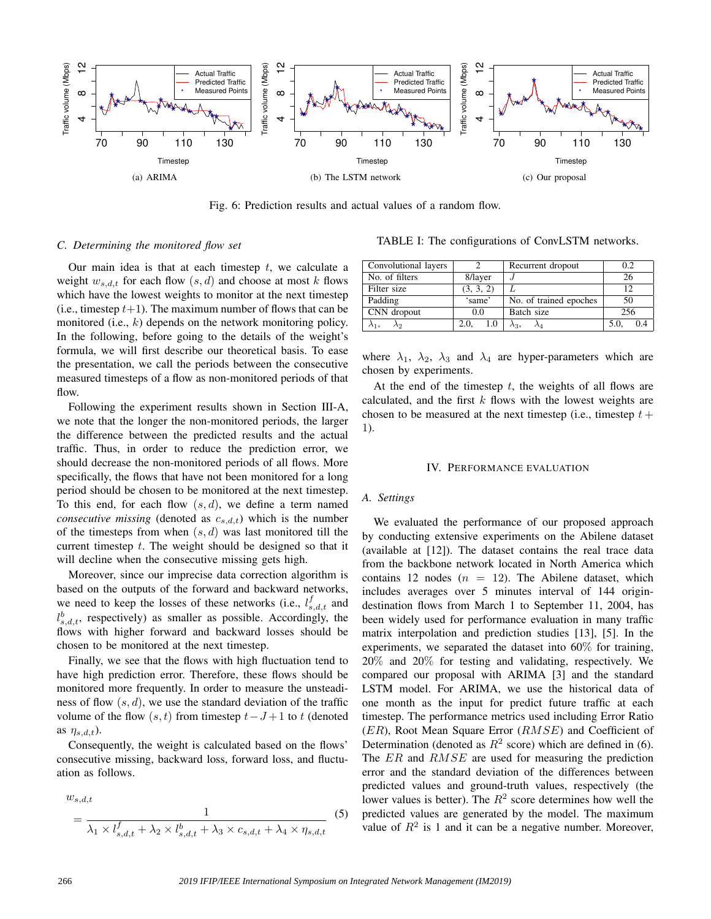Fig. 6: Prediction results and actual values of a random flow.

(a) ARIMA (b) The LSTM network (c) Our proposal

### C. Determining the monitored flow set

Our main idea is that at each timestep $t$, we calculate a weight $w_{s,d,t}$ for each flow $(s,d)$ and choose at most $k$ flows which have the lowest weights to monitor at the next timestep (i.e., timestep $t+1$). The maximum number of flows that can be monitored (i.e., $k$) depends on the network monitoring policy. In the following, before going to the details of the weight's formula, we will first describe our theoretical basis. To ease the presentation, we call the periods between the consecutive measured timesteps of a flow as non-monitored periods of that flow.

Following the experiment results shown in Section III-A, we note that the longer the non-monitored periods, the larger the difference between the predicted results and the actual traffic. Thus, in order to reduce the prediction error, we should decrease the non-monitored periods of all flows. More specifically, the flows that have not been monitored for a long period should be chosen to be monitored at the next timestep. To this end, for each flow $(s,d)$, we define a term named *consecutive missing* (denoted as $c_{s,d,t}$) which is the number of the timesteps from when $(s,d)$ was last monitored till the current timestep $t$. The weight should be designed so that it will decline when the consecutive missing gets high.

Moreover, since our imprecise data correction algorithm is based on the outputs of the forward and backward networks, we need to keep the losses of these networks (i.e., $l^f_{s,d,t}$ and $l^b_{s,d,t}$, respectively) as smaller as possible. Accordingly, the flows with higher forward and backward losses should be chosen to be monitored at the next timestep.

Finally, we see that the flows with high fluctuation tend to have high prediction error. Therefore, these flows should be monitored more frequently. In order to measure the unsteadiness of flow $(s,d)$, we use the standard deviation of the traffic volume of the flow $(s,t)$ from timestep $t-J+1$ to $t$ (denoted as $\eta_{s,d,t}$).

Consequently, the weight is calculated based on the flows' consecutive missing, backward loss, forward loss, and fluctuation as follows.

$$w_{s,d,t} = \frac{1}{\lambda_1 \times l^f_{s,d,t} + \lambda_2 \times l^b_{s,d,t} + \lambda_3 \times c_{s,d,t} + \lambda_4 \times \eta_{s,d,t}} \quad (5)$$

TABLE I: The configurations of ConvLSTM networks.

| Convolutional layers | 2 | Recurrent dropout | 0.2 |
|---|---|---|---|
| No. of filters | 8/layer | $J$ | 26 |
| Filter size | (3, 3, 2) | $L$ | 12 |
| Padding | 'same' | No. of trained epoches | 50 |
| CNN dropout | 0.0 | Batch size | 256 |
| $\lambda_1$, $\lambda_2$ | 2.0, 1.0 | $\lambda_3$, $\lambda_4$ | 5.0, 0.4 |

where $\lambda_1$, $\lambda_2$, $\lambda_3$ and $\lambda_4$ are hyper-parameters which are chosen by experiments.

At the end of the timestep $t$, the weights of all flows are calculated, and the first $k$ flows with the lowest weights are chosen to be measured at the next timestep (i.e., timestep $t+1$).

## IV. Performance Evaluation

### A. Settings

We evaluated the performance of our proposed approach by conducting extensive experiments on the Abilene dataset (available at [12]). The dataset contains the real trace data from the backbone network located in North America which contains 12 nodes ($n = 12$). The Abilene dataset, which includes averages over 5 minutes interval of 144 origin-destination flows from March 1 to September 11, 2004, has been widely used for performance evaluation in many traffic matrix interpolation and prediction studies [13], [5]. In the experiments, we separated the dataset into 60% for training, 20% and 20% for testing and validating, respectively. We compared our proposal with ARIMA [3] and the standard LSTM model. For ARIMA, we use the historical data of one month as the input for predict future traffic at each timestep. The performance metrics used including Error Ratio ($ER$), Root Mean Square Error ($RMSE$) and Coefficient of Determination (denoted as $R^2$ score) which are defined in (6). The $ER$ and $RMSE$ are used for measuring the prediction error and the standard deviation of the differences between predicted values and ground-truth values, respectively (the lower values is better). The $R^2$ score determines how well the predicted values are generated by the model. The maximum value of $R^2$ is 1 and it can be a negative number. Moreover,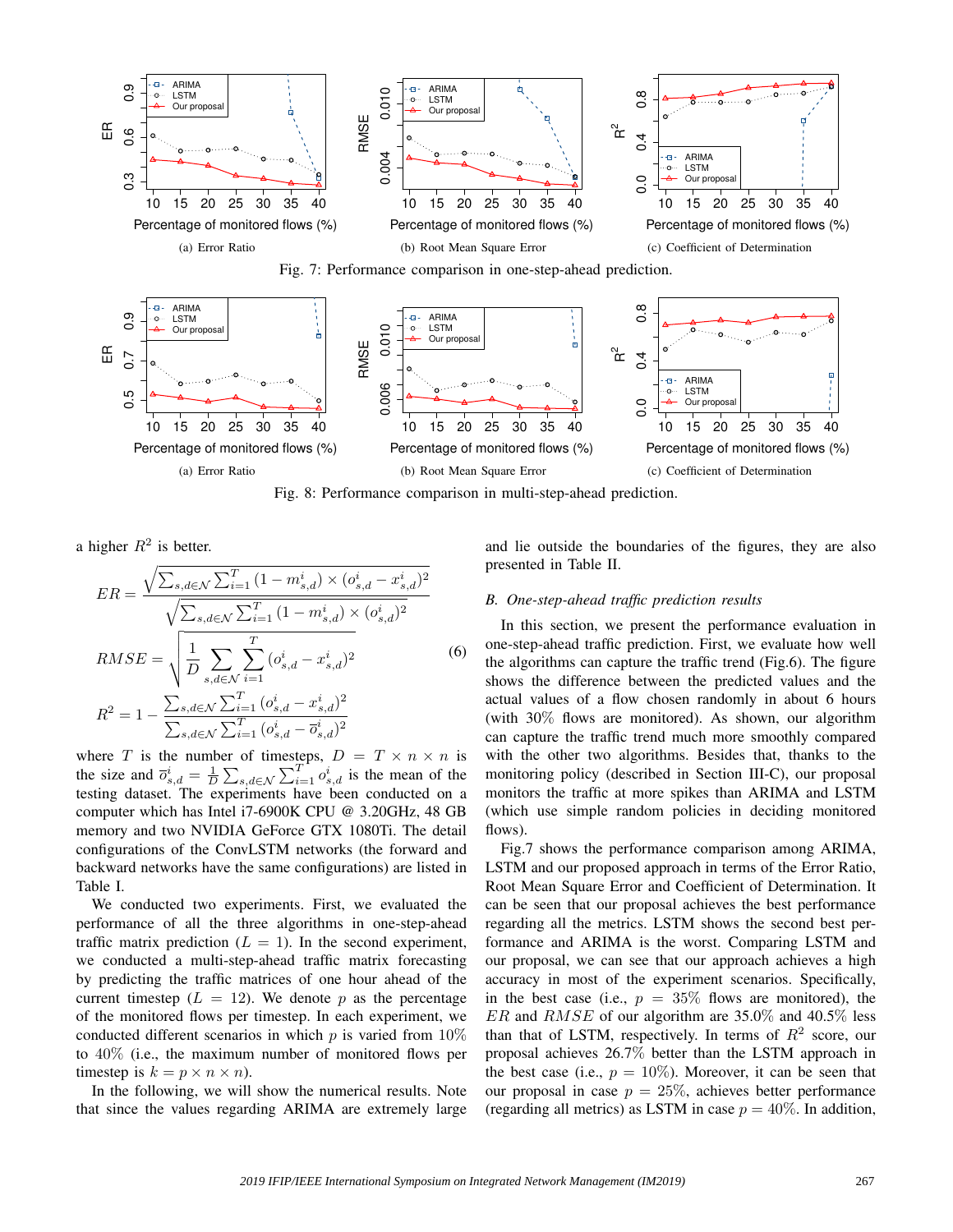(a) Error Ratio

(b) Root Mean Square Error

(c) Coefficient of Determination

Fig. 7: Performance comparison in one-step-ahead prediction.

(a) Error Ratio

(b) Root Mean Square Error

(c) Coefficient of Determination

Fig. 8: Performance comparison in multi-step-ahead prediction.

a higher $R^2$ is better.

$$
\begin{aligned}
ER &= \frac{\sqrt{\sum_{s,d \in \mathcal{N}} \sum_{i=1}^{T} (1 - m_{s,d}^i) \times (o_{s,d}^i - x_{s,d}^i)^2}}{\sqrt{\sum_{s,d \in \mathcal{N}} \sum_{i=1}^{T} (1 - m_{s,d}^i) \times (o_{s,d}^i)^2}} \\
RMSE &= \sqrt{\frac{1}{D} \sum_{s,d \in \mathcal{N}} \sum_{i=1}^{T} (o_{s,d}^i - x_{s,d}^i)^2} \\
R^2 &= 1 - \frac{\sum_{s,d \in \mathcal{N}} \sum_{i=1}^{T} (o_{s,d}^i - x_{s,d}^i)^2}{\sum_{s,d \in \mathcal{N}} \sum_{i=1}^{T} (o_{s,d}^i - \overline{o}_{s,d}^i)^2}
\end{aligned}
\tag{6}
$$

where $T$ is the number of timesteps, $D = T \times n \times n$ is the size and $\overline{o}_{s,d}^i = \frac{1}{D} \sum_{s,d \in \mathcal{N}} \sum_{i=1}^{T} o_{s,d}^i$ is the mean of the testing dataset. The experiments have been conducted on a computer which has Intel i7-6900K CPU @ 3.20GHz, 48 GB memory and two NVIDIA GeForce GTX 1080Ti. The detail configurations of the ConvLSTM networks (the forward and backward networks have the same configurations) are listed in Table I.

We conducted two experiments. First, we evaluated the performance of all the three algorithms in one-step-ahead traffic matrix prediction ($L = 1$). In the second experiment, we conducted a multi-step-ahead traffic matrix forecasting by predicting the traffic matrices of one hour ahead of the current timestep ($L = 12$). We denote $p$ as the percentage of the monitored flows per timestep. In each experiment, we conducted different scenarios in which $p$ is varied from 10% to 40% (i.e., the maximum number of monitored flows per timestep is $k = p \times n \times n$).

In the following, we will show the numerical results. Note that since the values regarding ARIMA are extremely large and lie outside the boundaries of the figures, they are also presented in Table II.

### B. One-step-ahead traffic prediction results

In this section, we present the performance evaluation in one-step-ahead traffic prediction. First, we evaluate how well the algorithms can capture the traffic trend (Fig.6). The figure shows the difference between the predicted values and the actual values of a flow chosen randomly in about 6 hours (with 30% flows are monitored). As shown, our algorithm can capture the traffic trend much more smoothly compared with the other two algorithms. Besides that, thanks to the monitoring policy (described in Section III-C), our proposal monitors the traffic at more spikes than ARIMA and LSTM (which use simple random policies in deciding monitored flows).

Fig.7 shows the performance comparison among ARIMA, LSTM and our proposed approach in terms of the Error Ratio, Root Mean Square Error and Coefficient of Determination. It can be seen that our proposal achieves the best performance regarding all the metrics. LSTM shows the second best performance and ARIMA is the worst. Comparing LSTM and our proposal, we can see that our approach achieves a high accuracy in most of the experiment scenarios. Specifically, in the best case (i.e., $p = 35\%$ flows are monitored), the $ER$ and $RMSE$ of our algorithm are 35.0% and 40.5% less than that of LSTM, respectively. In terms of $R^2$ score, our proposal achieves 26.7% better than the LSTM approach in the best case (i.e., $p = 10\%$). Moreover, it can be seen that our proposal in case $p = 25\%$, achieves better performance (regarding all metrics) as LSTM in case $p = 40\%$. In addition,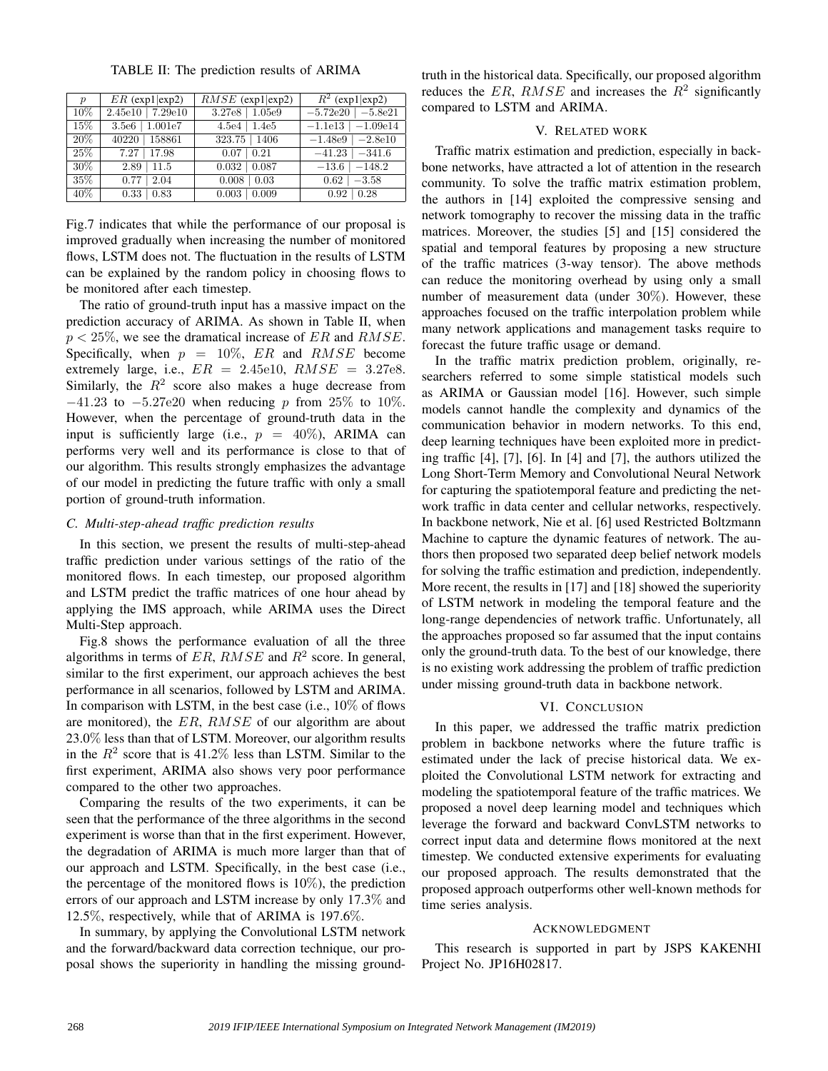TABLE II: The prediction results of ARIMA

| $p$ | $ER$ (exp1\|exp2) | $RMSE$ (exp1\|exp2) | $R^2$ (exp1\|exp2) |
|---|---|---|---|
| 10% | 2.45e10 \| 7.29e10 | 3.27e8 \| 1.05e9 | −5.72e20 \| −5.8e21 |
| 15% | 3.5e6 \| 1.001e7 | 4.5e4 \| 1.4e5 | −1.1e13 \| −1.09e14 |
| 20% | 40220 \| 158861 | 323.75 \| 1406 | −1.48e9 \| −2.8e10 |
| 25% | 7.27 \| 17.98 | 0.07 \| 0.21 | −41.23 \| −341.6 |
| 30% | 2.89 \| 11.5 | 0.032 \| 0.087 | −13.6 \| −148.2 |
| 35% | 0.77 \| 2.04 | 0.008 \| 0.03 | 0.62 \| −3.58 |
| 40% | 0.33 \| 0.83 | 0.003 \| 0.009 | 0.92 \| 0.28 |

Fig.7 indicates that while the performance of our proposal is improved gradually when increasing the number of monitored flows, LSTM does not. The fluctuation in the results of LSTM can be explained by the random policy in choosing flows to be monitored after each timestep.

The ratio of ground-truth input has a massive impact on the prediction accuracy of ARIMA. As shown in Table II, when $p < 25\%$, we see the dramatical increase of $ER$ and $RMSE$. Specifically, when $p = 10\%$, $ER$ and $RMSE$ become extremely large, i.e., $ER = 2.45\text{e}10$, $RMSE = 3.27\text{e}8$. Similarly, the $R^2$ score also makes a huge decrease from $-41.23$ to $-5.27\text{e}20$ when reducing $p$ from 25% to 10%. However, when the percentage of ground-truth data in the input is sufficiently large (i.e., $p = 40\%$), ARIMA can performs very well and its performance is close to that of our algorithm. This results strongly emphasizes the advantage of our model in predicting the future traffic with only a small portion of ground-truth information.

### C. Multi-step-ahead traffic prediction results

In this section, we present the results of multi-step-ahead traffic prediction under various settings of the ratio of the monitored flows. In each timestep, our proposed algorithm and LSTM predict the traffic matrices of one hour ahead by applying the IMS approach, while ARIMA uses the Direct Multi-Step approach.

Fig.8 shows the performance evaluation of all the three algorithms in terms of $ER$, $RMSE$ and $R^2$ score. In general, similar to the first experiment, our approach achieves the best performance in all scenarios, followed by LSTM and ARIMA. In comparison with LSTM, in the best case (i.e., 10% of flows are monitored), the $ER$, $RMSE$ of our algorithm are about 23.0% less than that of LSTM. Moreover, our algorithm results in the $R^2$ score that is 41.2% less than LSTM. Similar to the first experiment, ARIMA also shows very poor performance compared to the other two approaches.

Comparing the results of the two experiments, it can be seen that the performance of the three algorithms in the second experiment is worse than that in the first experiment. However, the degradation of ARIMA is much more larger than that of our approach and LSTM. Specifically, in the best case (i.e., the percentage of the monitored flows is 10%), the prediction errors of our approach and LSTM increase by only 17.3% and 12.5%, respectively, while that of ARIMA is 197.6%.

In summary, by applying the Convolutional LSTM network and the forward/backward data correction technique, our proposal shows the superiority in handling the missing ground-truth in the historical data. Specifically, our proposed algorithm reduces the $ER$, $RMSE$ and increases the $R^2$ significantly compared to LSTM and ARIMA.

## V. Related work

Traffic matrix estimation and prediction, especially in backbone networks, have attracted a lot of attention in the research community. To solve the traffic matrix estimation problem, the authors in [14] exploited the compressive sensing and network tomography to recover the missing data in the traffic matrices. Moreover, the studies [5] and [15] considered the spatial and temporal features by proposing a new structure of the traffic matrices (3-way tensor). The above methods can reduce the monitoring overhead by using only a small number of measurement data (under 30%). However, these approaches focused on the traffic interpolation problem while many network applications and management tasks require to forecast the future traffic usage or demand.

In the traffic matrix prediction problem, originally, researchers referred to some simple statistical models such as ARIMA or Gaussian model [16]. However, such simple models cannot handle the complexity and dynamics of the communication behavior in modern networks. To this end, deep learning techniques have been exploited more in predicting traffic [4], [7], [6]. In [4] and [7], the authors utilized the Long Short-Term Memory and Convolutional Neural Network for capturing the spatiotemporal feature and predicting the network traffic in data center and cellular networks, respectively. In backbone network, Nie et al. [6] used Restricted Boltzmann Machine to capture the dynamic features of network. The authors then proposed two separated deep belief network models for solving the traffic estimation and prediction, independently. More recent, the results in [17] and [18] showed the superiority of LSTM network in modeling the temporal feature and the long-range dependencies of network traffic. Unfortunately, all the approaches proposed so far assumed that the input contains only the ground-truth data. To the best of our knowledge, there is no existing work addressing the problem of traffic prediction under missing ground-truth data in backbone network.

## VI. Conclusion

In this paper, we addressed the traffic matrix prediction problem in backbone networks where the future traffic is estimated under the lack of precise historical data. We exploited the Convolutional LSTM network for extracting and modeling the spatiotemporal feature of the traffic matrices. We proposed a novel deep learning model and techniques which leverage the forward and backward ConvLSTM networks to correct input data and determine flows monitored at the next timestep. We conducted extensive experiments for evaluating our proposed approach. The results demonstrated that the proposed approach outperforms other well-known methods for time series analysis.

## Acknowledgment

This research is supported in part by JSPS KAKENHI Project No. JP16H02817.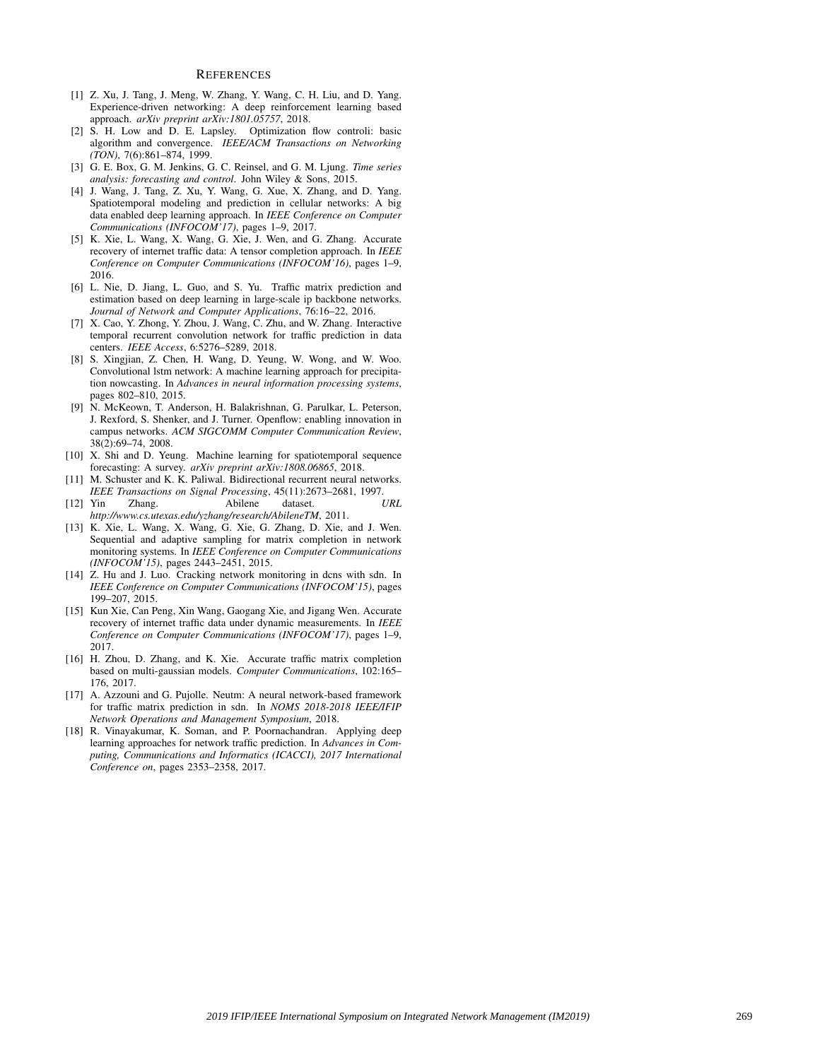## References

[1] Z. Xu, J. Tang, J. Meng, W. Zhang, Y. Wang, C. H. Liu, and D. Yang. Experience-driven networking: A deep reinforcement learning based approach. *arXiv preprint arXiv:1801.05757*, 2018.

[2] S. H. Low and D. E. Lapsley. Optimization flow controli: basic algorithm and convergence. *IEEE/ACM Transactions on Networking (TON)*, 7(6):861–874, 1999.

[3] G. E. Box, G. M. Jenkins, G. C. Reinsel, and G. M. Ljung. *Time series analysis: forecasting and control*. John Wiley & Sons, 2015.

[4] J. Wang, J. Tang, Z. Xu, Y. Wang, G. Xue, X. Zhang, and D. Yang. Spatiotemporal modeling and prediction in cellular networks: A big data enabled deep learning approach. In *IEEE Conference on Computer Communications (INFOCOM'17)*, pages 1–9, 2017.

[5] K. Xie, L. Wang, X. Wang, G. Xie, J. Wen, and G. Zhang. Accurate recovery of internet traffic data: A tensor completion approach. In *IEEE Conference on Computer Communications (INFOCOM'16)*, pages 1–9, 2016.

[6] L. Nie, D. Jiang, L. Guo, and S. Yu. Traffic matrix prediction and estimation based on deep learning in large-scale ip backbone networks. *Journal of Network and Computer Applications*, 76:16–22, 2016.

[7] X. Cao, Y. Zhong, Y. Zhou, J. Wang, C. Zhu, and W. Zhang. Interactive temporal recurrent convolution network for traffic prediction in data centers. *IEEE Access*, 6:5276–5289, 2018.

[8] S. Xingjian, Z. Chen, H. Wang, D. Yeung, W. Wong, and W. Woo. Convolutional lstm network: A machine learning approach for precipitation nowcasting. In *Advances in neural information processing systems*, pages 802–810, 2015.

[9] N. McKeown, T. Anderson, H. Balakrishnan, G. Parulkar, L. Peterson, J. Rexford, S. Shenker, and J. Turner. Openflow: enabling innovation in campus networks. *ACM SIGCOMM Computer Communication Review*, 38(2):69–74, 2008.

[10] X. Shi and D. Yeung. Machine learning for spatiotemporal sequence forecasting: A survey. *arXiv preprint arXiv:1808.06865*, 2018.

[11] M. Schuster and K. K. Paliwal. Bidirectional recurrent neural networks. *IEEE Transactions on Signal Processing*, 45(11):2673–2681, 1997.

[12] Yin Zhang. Abilene dataset. *URL http://www.cs.utexas.edu/yzhang/research/AbileneTM*, 2011.

[13] K. Xie, L. Wang, X. Wang, G. Xie, G. Zhang, D. Xie, and J. Wen. Sequential and adaptive sampling for matrix completion in network monitoring systems. In *IEEE Conference on Computer Communications (INFOCOM'15)*, pages 2443–2451, 2015.

[14] Z. Hu and J. Luo. Cracking network monitoring in dcns with sdn. In *IEEE Conference on Computer Communications (INFOCOM'15)*, pages 199–207, 2015.

[15] Kun Xie, Can Peng, Xin Wang, Gaogang Xie, and Jigang Wen. Accurate recovery of internet traffic data under dynamic measurements. In *IEEE Conference on Computer Communications (INFOCOM'17)*, pages 1–9, 2017.

[16] H. Zhou, D. Zhang, and K. Xie. Accurate traffic matrix completion based on multi-gaussian models. *Computer Communications*, 102:165–176, 2017.

[17] A. Azzouni and G. Pujolle. Neutm: A neural network-based framework for traffic matrix prediction in sdn. In *NOMS 2018-2018 IEEE/IFIP Network Operations and Management Symposium*, 2018.

[18] R. Vinayakumar, K. Soman, and P. Poornachandran. Applying deep learning approaches for network traffic prediction. In *Advances in Computing, Communications and Informatics (ICACCI), 2017 International Conference on*, pages 2353–2358, 2017.